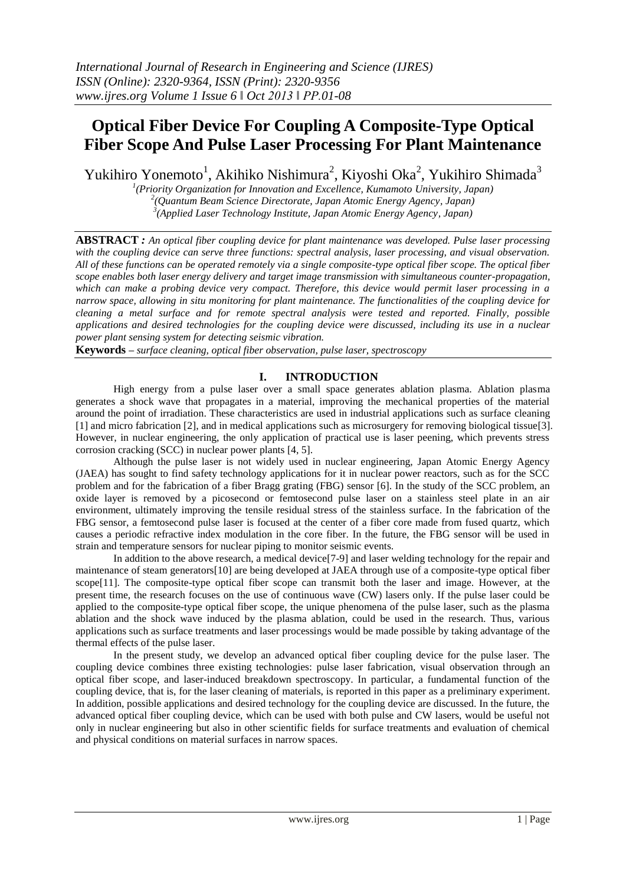# Optical Fiber Device For Coupling A Composite-Type Optical Fiber Scope And Pulse Laser Processing For Plant Maintenance

Yukihiro Yonemoto[1], Akihiko Nishimura[2], Kiyoshi Oka[2], Yukihiro Shimada[3]

[1](Priority Organization for Innovation and Excellence, Kumamoto University, Japan)
[2](Quantum Beam Science Directorate, Japan Atomic Energy Agency, Japan)
[3](Applied Laser Technology Institute, Japan Atomic Energy Agency, Japan)

**ABSTRACT** *: An optical fiber coupling device for plant maintenance was developed. Pulse laser processing with the coupling device can serve three functions: spectral analysis, laser processing, and visual observation. All of these functions can be operated remotely via a single composite-type optical fiber scope. The optical fiber scope enables both laser energy delivery and target image transmission with simultaneous counter-propagation, which can make a probing device very compact. Therefore, this device would permit laser processing in a narrow space, allowing in situ monitoring for plant maintenance. The functionalities of the coupling device for cleaning a metal surface and for remote spectral analysis were tested and reported. Finally, possible applications and desired technologies for the coupling device were discussed, including its use in a nuclear power plant sensing system for detecting seismic vibration.*

**Keywords** – *surface cleaning, optical fiber observation, pulse laser, spectroscopy*

## I. INTRODUCTION

High energy from a pulse laser over a small space generates ablation plasma. Ablation plasma generates a shock wave that propagates in a material, improving the mechanical properties of the material around the point of irradiation. These characteristics are used in industrial applications such as surface cleaning [1] and micro fabrication [2], and in medical applications such as microsurgery for removing biological tissue[3]. However, in nuclear engineering, the only application of practical use is laser peening, which prevents stress corrosion cracking (SCC) in nuclear power plants [4, 5].

Although the pulse laser is not widely used in nuclear engineering, Japan Atomic Energy Agency (JAEA) has sought to find safety technology applications for it in nuclear power reactors, such as for the SCC problem and for the fabrication of a fiber Bragg grating (FBG) sensor [6]. In the study of the SCC problem, an oxide layer is removed by a picosecond or femtosecond pulse laser on a stainless steel plate in an air environment, ultimately improving the tensile residual stress of the stainless surface. In the fabrication of the FBG sensor, a femtosecond pulse laser is focused at the center of a fiber core made from fused quartz, which causes a periodic refractive index modulation in the core fiber. In the future, the FBG sensor will be used in strain and temperature sensors for nuclear piping to monitor seismic events.

In addition to the above research, a medical device[7-9] and laser welding technology for the repair and maintenance of steam generators[10] are being developed at JAEA through use of a composite-type optical fiber scope[11]. The composite-type optical fiber scope can transmit both the laser and image. However, at the present time, the research focuses on the use of continuous wave (CW) lasers only. If the pulse laser could be applied to the composite-type optical fiber scope, the unique phenomena of the pulse laser, such as the plasma ablation and the shock wave induced by the plasma ablation, could be used in the research. Thus, various applications such as surface treatments and laser processings would be made possible by taking advantage of the thermal effects of the pulse laser.

In the present study, we develop an advanced optical fiber coupling device for the pulse laser. The coupling device combines three existing technologies: pulse laser fabrication, visual observation through an optical fiber scope, and laser-induced breakdown spectroscopy. In particular, a fundamental function of the coupling device, that is, for the laser cleaning of materials, is reported in this paper as a preliminary experiment. In addition, possible applications and desired technology for the coupling device are discussed. In the future, the advanced optical fiber coupling device, which can be used with both pulse and CW lasers, would be useful not only in nuclear engineering but also in other scientific fields for surface treatments and evaluation of chemical and physical conditions on material surfaces in narrow spaces.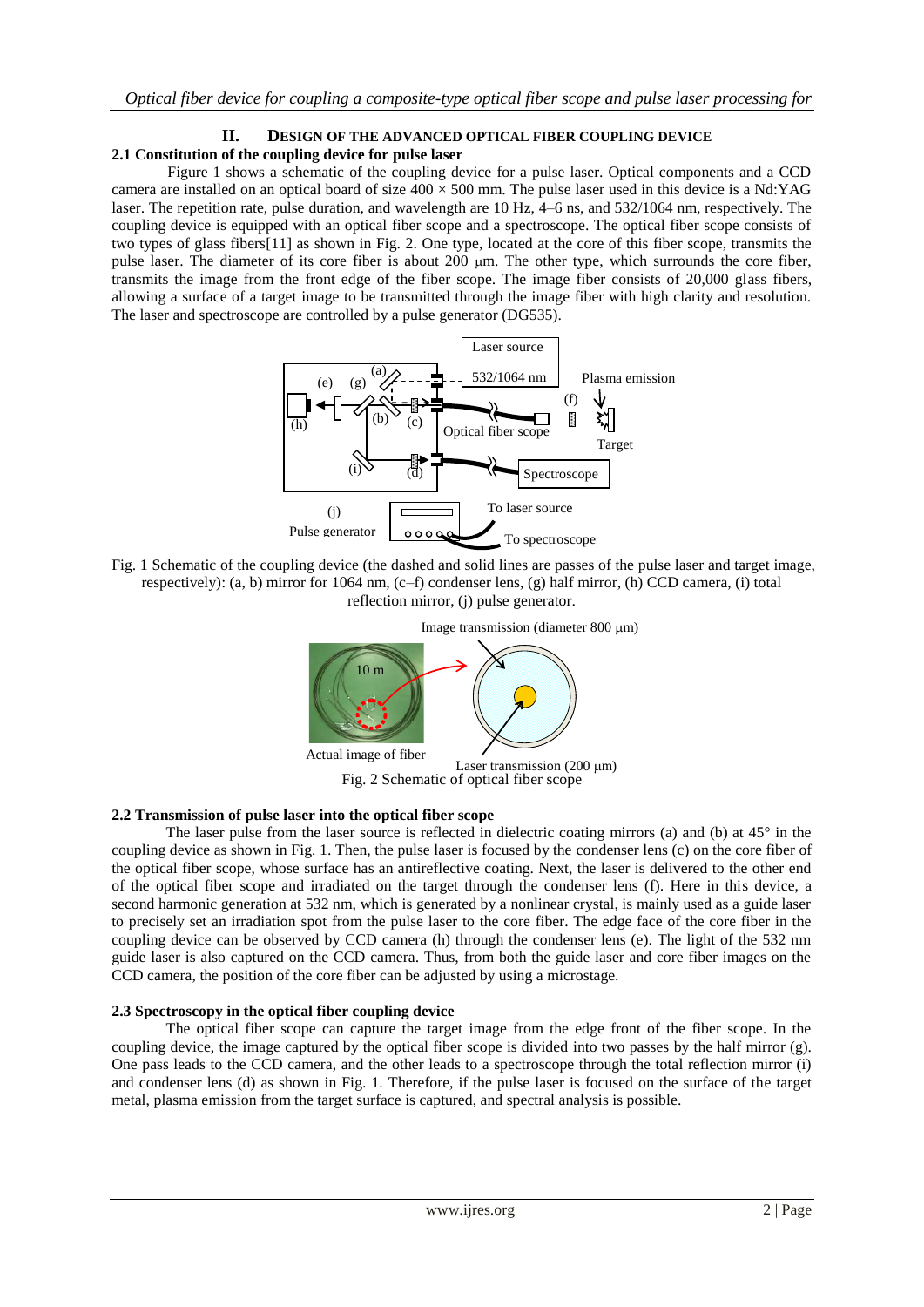## II. DESIGN OF THE ADVANCED OPTICAL FIBER COUPLING DEVICE

### 2.1 Constitution of the coupling device for pulse laser

Figure 1 shows a schematic of the coupling device for a pulse laser. Optical components and a CCD camera are installed on an optical board of size 400 × 500 mm. The pulse laser used in this device is a Nd:YAG laser. The repetition rate, pulse duration, and wavelength are 10 Hz, 4–6 ns, and 532/1064 nm, respectively. The coupling device is equipped with an optical fiber scope and a spectroscope. The optical fiber scope consists of two types of glass fibers[11] as shown in Fig. 2. One type, located at the core of this fiber scope, transmits the pulse laser. The diameter of its core fiber is about 200 μm. The other type, which surrounds the core fiber, transmits the image from the front edge of the fiber scope. The image fiber consists of 20,000 glass fibers, allowing a surface of a target image to be transmitted through the image fiber with high clarity and resolution. The laser and spectroscope are controlled by a pulse generator (DG535).

Fig. 1 Schematic of the coupling device (the dashed and solid lines are passes of the pulse laser and target image, respectively): (a, b) mirror for 1064 nm, (c–f) condenser lens, (g) half mirror, (h) CCD camera, (i) total reflection mirror, (j) pulse generator.

Fig. 2 Schematic of optical fiber scope

### 2.2 Transmission of pulse laser into the optical fiber scope

The laser pulse from the laser source is reflected in dielectric coating mirrors (a) and (b) at 45° in the coupling device as shown in Fig. 1. Then, the pulse laser is focused by the condenser lens (c) on the core fiber of the optical fiber scope, whose surface has an antireflective coating. Next, the laser is delivered to the other end of the optical fiber scope and irradiated on the target through the condenser lens (f). Here in this device, a second harmonic generation at 532 nm, which is generated by a nonlinear crystal, is mainly used as a guide laser to precisely set an irradiation spot from the pulse laser to the core fiber. The edge face of the core fiber in the coupling device can be observed by CCD camera (h) through the condenser lens (e). The light of the 532 nm guide laser is also captured on the CCD camera. Thus, from both the guide laser and core fiber images on the CCD camera, the position of the core fiber can be adjusted by using a microstage.

### 2.3 Spectroscopy in the optical fiber coupling device

The optical fiber scope can capture the target image from the edge front of the fiber scope. In the coupling device, the image captured by the optical fiber scope is divided into two passes by the half mirror (g). One pass leads to the CCD camera, and the other leads to a spectroscope through the total reflection mirror (i) and condenser lens (d) as shown in Fig. 1. Therefore, if the pulse laser is focused on the surface of the target metal, plasma emission from the target surface is captured, and spectral analysis is possible.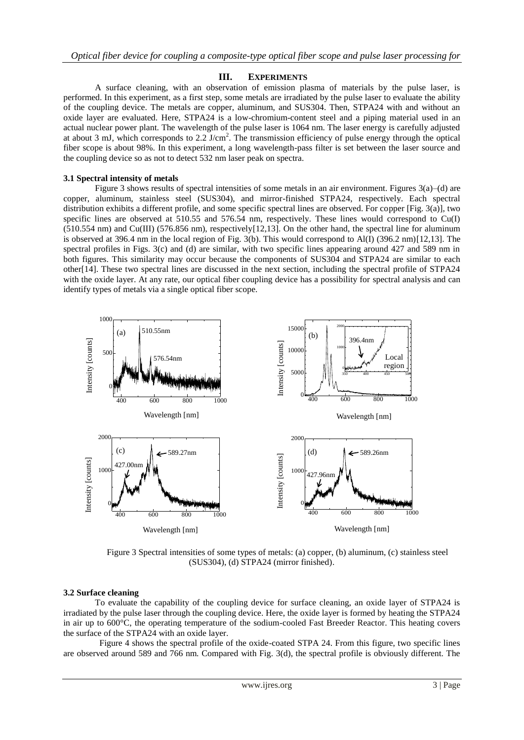## III. EXPERIMENTS

A surface cleaning, with an observation of emission plasma of materials by the pulse laser, is performed. In this experiment, as a first step, some metals are irradiated by the pulse laser to evaluate the ability of the coupling device. The metals are copper, aluminum, and SUS304. Then, STPA24 with and without an oxide layer are evaluated. Here, STPA24 is a low-chromium-content steel and a piping material used in an actual nuclear power plant. The wavelength of the pulse laser is 1064 nm. The laser energy is carefully adjusted at about 3 mJ, which corresponds to 2.2 J/cm$^2$. The transmission efficiency of pulse energy through the optical fiber scope is about 98%. In this experiment, a long wavelength-pass filter is set between the laser source and the coupling device so as not to detect 532 nm laser peak on spectra.

### 3.1 Spectral intensity of metals

Figure 3 shows results of spectral intensities of some metals in an air environment. Figures 3(a)–(d) are copper, aluminum, stainless steel (SUS304), and mirror-finished STPA24, respectively. Each spectral distribution exhibits a different profile, and some specific spectral lines are observed. For copper [Fig. 3(a)], two specific lines are observed at 510.55 and 576.54 nm, respectively. These lines would correspond to Cu(I) (510.554 nm) and Cu(III) (576.856 nm), respectively[12,13]. On the other hand, the spectral line for aluminum is observed at 396.4 nm in the local region of Fig. 3(b). This would correspond to Al(I) (396.2 nm)[12,13]. The spectral profiles in Figs. 3(c) and (d) are similar, with two specific lines appearing around 427 and 589 nm in both figures. This similarity may occur because the components of SUS304 and STPA24 are similar to each other[14]. These two spectral lines are discussed in the next section, including the spectral profile of STPA24 with the oxide layer. At any rate, our optical fiber coupling device has a possibility for spectral analysis and can identify types of metals via a single optical fiber scope.

Figure 3 Spectral intensities of some types of metals: (a) copper, (b) aluminum, (c) stainless steel (SUS304), (d) STPA24 (mirror finished).

### 3.2 Surface cleaning

To evaluate the capability of the coupling device for surface cleaning, an oxide layer of STPA24 is irradiated by the pulse laser through the coupling device. Here, the oxide layer is formed by heating the STPA24 in air up to 600°C, the operating temperature of the sodium-cooled Fast Breeder Reactor. This heating covers the surface of the STPA24 with an oxide layer.

Figure 4 shows the spectral profile of the oxide-coated STPA 24. From this figure, two specific lines are observed around 589 and 766 nm. Compared with Fig. 3(d), the spectral profile is obviously different. The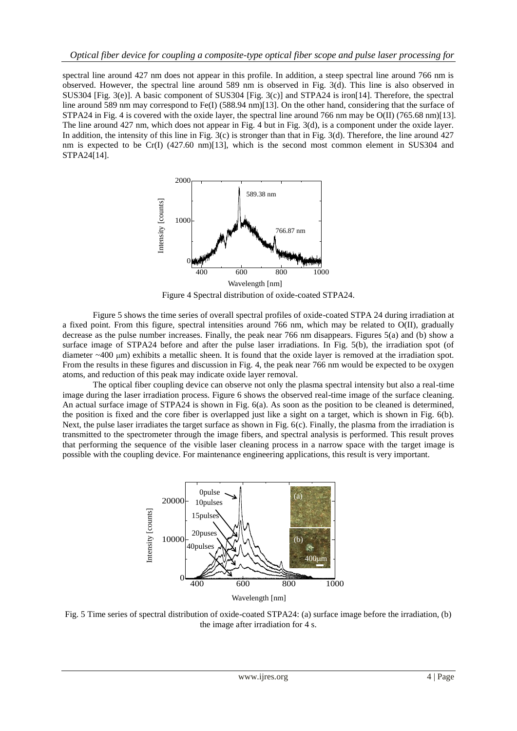spectral line around 427 nm does not appear in this profile. In addition, a steep spectral line around 766 nm is observed. However, the spectral line around 589 nm is observed in Fig. 3(d). This line is also observed in SUS304 [Fig. 3(e)]. A basic component of SUS304 [Fig. 3(c)] and STPA24 is iron[14]. Therefore, the spectral line around 589 nm may correspond to Fe(I) (588.94 nm)[13]. On the other hand, considering that the surface of STPA24 in Fig. 4 is covered with the oxide layer, the spectral line around 766 nm may be O(II) (765.68 nm)[13]. The line around 427 nm, which does not appear in Fig. 4 but in Fig. 3(d), is a component under the oxide layer. In addition, the intensity of this line in Fig. 3(c) is stronger than that in Fig. 3(d). Therefore, the line around 427 nm is expected to be Cr(I) (427.60 nm)[13], which is the second most common element in SUS304 and STPA24[14].

Figure 4 Spectral distribution of oxide-coated STPA24.

Figure 5 shows the time series of overall spectral profiles of oxide-coated STPA 24 during irradiation at a fixed point. From this figure, spectral intensities around 766 nm, which may be related to O(II), gradually decrease as the pulse number increases. Finally, the peak near 766 nm disappears. Figures 5(a) and (b) show a surface image of STPA24 before and after the pulse laser irradiations. In Fig. 5(b), the irradiation spot (of diameter ~400 μm) exhibits a metallic sheen. It is found that the oxide layer is removed at the irradiation spot. From the results in these figures and discussion in Fig. 4, the peak near 766 nm would be expected to be oxygen atoms, and reduction of this peak may indicate oxide layer removal.

The optical fiber coupling device can observe not only the plasma spectral intensity but also a real-time image during the laser irradiation process. Figure 6 shows the observed real-time image of the surface cleaning. An actual surface image of STPA24 is shown in Fig. 6(a). As soon as the position to be cleaned is determined, the position is fixed and the core fiber is overlapped just like a sight on a target, which is shown in Fig. 6(b). Next, the pulse laser irradiates the target surface as shown in Fig. 6(c). Finally, the plasma from the irradiation is transmitted to the spectrometer through the image fibers, and spectral analysis is performed. This result proves that performing the sequence of the visible laser cleaning process in a narrow space with the target image is possible with the coupling device. For maintenance engineering applications, this result is very important.

Fig. 5 Time series of spectral distribution of oxide-coated STPA24: (a) surface image before the irradiation, (b) the image after irradiation for 4 s.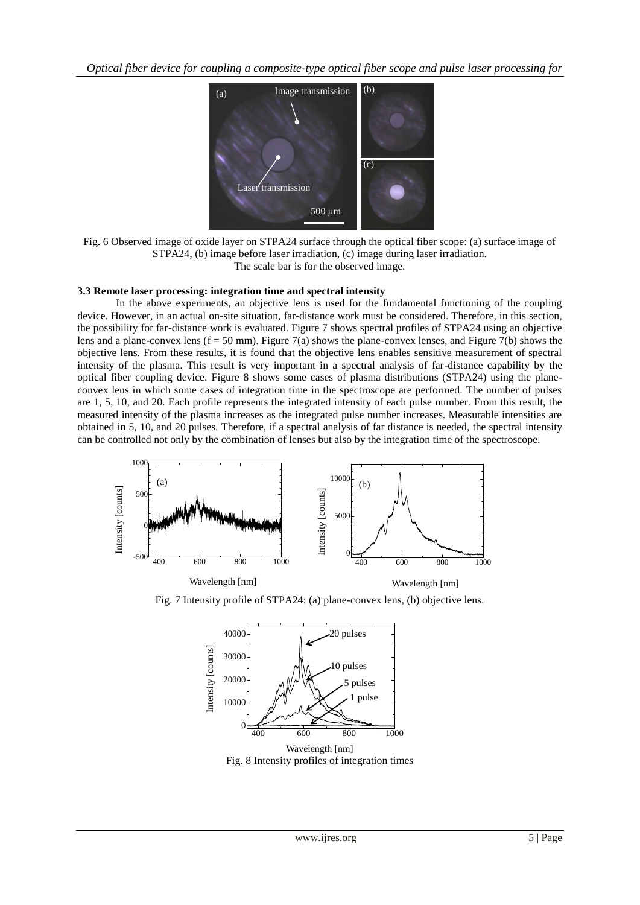Fig. 6 Observed image of oxide layer on STPA24 surface through the optical fiber scope: (a) surface image of STPA24, (b) image before laser irradiation, (c) image during laser irradiation.
The scale bar is for the observed image.

### 3.3 Remote laser processing: integration time and spectral intensity

In the above experiments, an objective lens is used for the fundamental functioning of the coupling device. However, in an actual on-site situation, far-distance work must be considered. Therefore, in this section, the possibility for far-distance work is evaluated. Figure 7 shows spectral profiles of STPA24 using an objective lens and a plane-convex lens (f = 50 mm). Figure 7(a) shows the plane-convex lenses, and Figure 7(b) shows the objective lens. From these results, it is found that the objective lens enables sensitive measurement of spectral intensity of the plasma. This result is very important in a spectral analysis of far-distance capability by the optical fiber coupling device. Figure 8 shows some cases of plasma distributions (STPA24) using the plane-convex lens in which some cases of integration time in the spectroscope are performed. The number of pulses are 1, 5, 10, and 20. Each profile represents the integrated intensity of each pulse number. From this result, the measured intensity of the plasma increases as the integrated pulse number increases. Measurable intensities are obtained in 5, 10, and 20 pulses. Therefore, if a spectral analysis of far distance is needed, the spectral intensity can be controlled not only by the combination of lenses but also by the integration time of the spectroscope.

Fig. 7 Intensity profile of STPA24: (a) plane-convex lens, (b) objective lens.

Fig. 8 Intensity profiles of integration times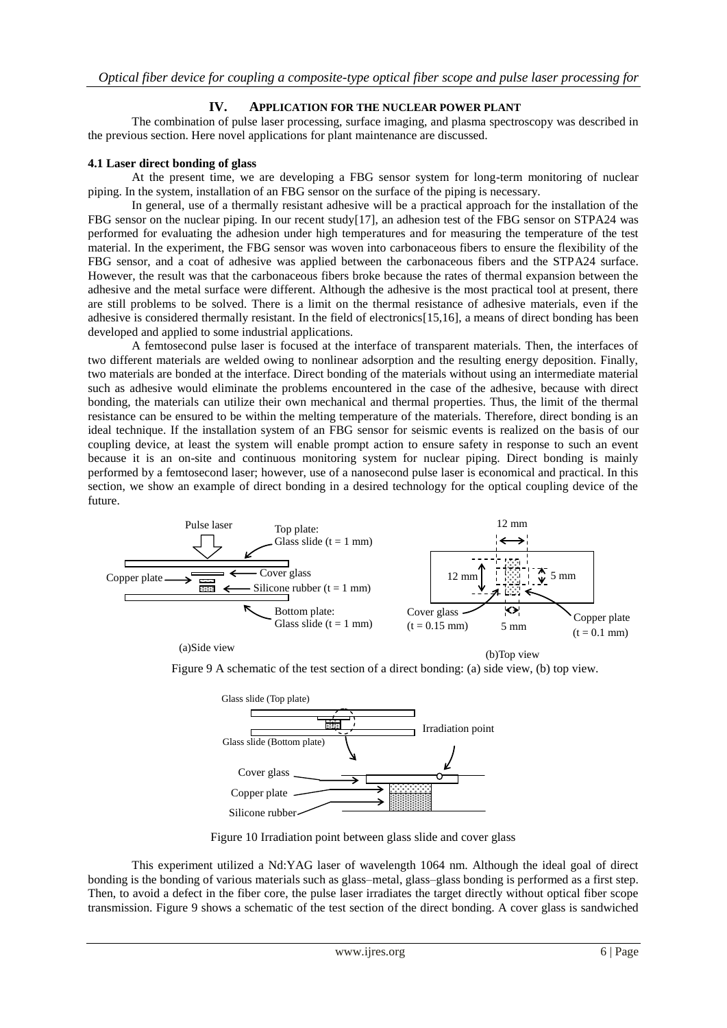## IV. APPLICATION FOR THE NUCLEAR POWER PLANT

The combination of pulse laser processing, surface imaging, and plasma spectroscopy was described in the previous section. Here novel applications for plant maintenance are discussed.

### 4.1 Laser direct bonding of glass

At the present time, we are developing a FBG sensor system for long-term monitoring of nuclear piping. In the system, installation of an FBG sensor on the surface of the piping is necessary.

In general, use of a thermally resistant adhesive will be a practical approach for the installation of the FBG sensor on the nuclear piping. In our recent study[17], an adhesion test of the FBG sensor on STPA24 was performed for evaluating the adhesion under high temperatures and for measuring the temperature of the test material. In the experiment, the FBG sensor was woven into carbonaceous fibers to ensure the flexibility of the FBG sensor, and a coat of adhesive was applied between the carbonaceous fibers and the STPA24 surface. However, the result was that the carbonaceous fibers broke because the rates of thermal expansion between the adhesive and the metal surface were different. Although the adhesive is the most practical tool at present, there are still problems to be solved. There is a limit on the thermal resistance of adhesive materials, even if the adhesive is considered thermally resistant. In the field of electronics[15,16], a means of direct bonding has been developed and applied to some industrial applications.

A femtosecond pulse laser is focused at the interface of transparent materials. Then, the interfaces of two different materials are welded owing to nonlinear adsorption and the resulting energy deposition. Finally, two materials are bonded at the interface. Direct bonding of the materials without using an intermediate material such as adhesive would eliminate the problems encountered in the case of the adhesive, because with direct bonding, the materials can utilize their own mechanical and thermal properties. Thus, the limit of the thermal resistance can be ensured to be within the melting temperature of the materials. Therefore, direct bonding is an ideal technique. If the installation system of an FBG sensor for seismic events is realized on the basis of our coupling device, at least the system will enable prompt action to ensure safety in response to such an event because it is an on-site and continuous monitoring system for nuclear piping. Direct bonding is mainly performed by a femtosecond laser; however, use of a nanosecond pulse laser is economical and practical. In this section, we show an example of direct bonding in a desired technology for the optical coupling device of the future.

Figure 9 A schematic of the test section of a direct bonding: (a) side view, (b) top view.

Figure 10 Irradiation point between glass slide and cover glass

This experiment utilized a Nd:YAG laser of wavelength 1064 nm. Although the ideal goal of direct bonding is the bonding of various materials such as glass–metal, glass–glass bonding is performed as a first step. Then, to avoid a defect in the fiber core, the pulse laser irradiates the target directly without optical fiber scope transmission. Figure 9 shows a schematic of the test section of the direct bonding. A cover glass is sandwiched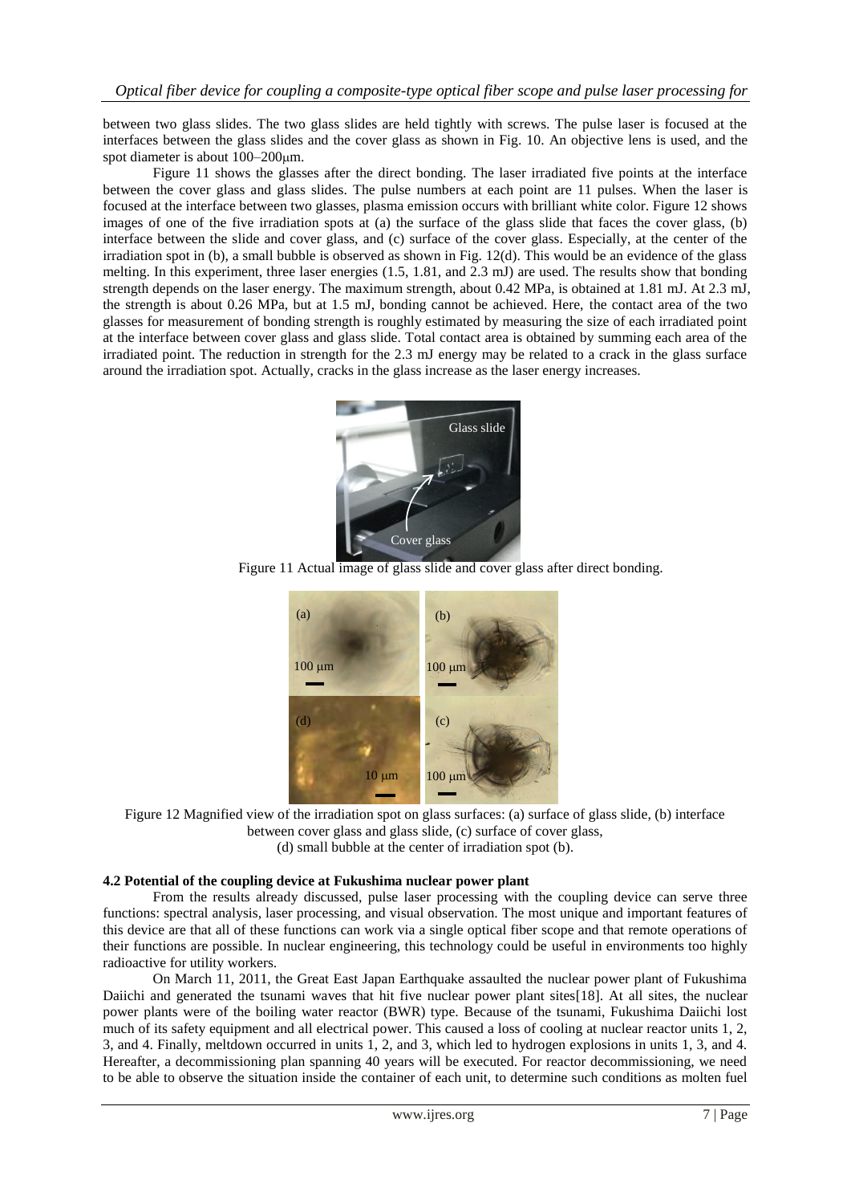between two glass slides. The two glass slides are held tightly with screws. The pulse laser is focused at the interfaces between the glass slides and the cover glass as shown in Fig. 10. An objective lens is used, and the spot diameter is about 100–200μm.

Figure 11 shows the glasses after the direct bonding. The laser irradiated five points at the interface between the cover glass and glass slides. The pulse numbers at each point are 11 pulses. When the laser is focused at the interface between two glasses, plasma emission occurs with brilliant white color. Figure 12 shows images of one of the five irradiation spots at (a) the surface of the glass slide that faces the cover glass, (b) interface between the slide and cover glass, and (c) surface of the cover glass. Especially, at the center of the irradiation spot in (b), a small bubble is observed as shown in Fig. 12(d). This would be an evidence of the glass melting. In this experiment, three laser energies (1.5, 1.81, and 2.3 mJ) are used. The results show that bonding strength depends on the laser energy. The maximum strength, about 0.42 MPa, is obtained at 1.81 mJ. At 2.3 mJ, the strength is about 0.26 MPa, but at 1.5 mJ, bonding cannot be achieved. Here, the contact area of the two glasses for measurement of bonding strength is roughly estimated by measuring the size of each irradiated point at the interface between cover glass and glass slide. Total contact area is obtained by summing each area of the irradiated point. The reduction in strength for the 2.3 mJ energy may be related to a crack in the glass surface around the irradiation spot. Actually, cracks in the glass increase as the laser energy increases.

Figure 11 Actual image of glass slide and cover glass after direct bonding.

Figure 12 Magnified view of the irradiation spot on glass surfaces: (a) surface of glass slide, (b) interface between cover glass and glass slide, (c) surface of cover glass, (d) small bubble at the center of irradiation spot (b).

**4.2 Potential of the coupling device at Fukushima nuclear power plant**

From the results already discussed, pulse laser processing with the coupling device can serve three functions: spectral analysis, laser processing, and visual observation. The most unique and important features of this device are that all of these functions can work via a single optical fiber scope and that remote operations of their functions are possible. In nuclear engineering, this technology could be useful in environments too highly radioactive for utility workers.

On March 11, 2011, the Great East Japan Earthquake assaulted the nuclear power plant of Fukushima Daiichi and generated the tsunami waves that hit five nuclear power plant sites[18]. At all sites, the nuclear power plants were of the boiling water reactor (BWR) type. Because of the tsunami, Fukushima Daiichi lost much of its safety equipment and all electrical power. This caused a loss of cooling at nuclear reactor units 1, 2, 3, and 4. Finally, meltdown occurred in units 1, 2, and 3, which led to hydrogen explosions in units 1, 3, and 4. Hereafter, a decommissioning plan spanning 40 years will be executed. For reactor decommissioning, we need to be able to observe the situation inside the container of each unit, to determine such conditions as molten fuel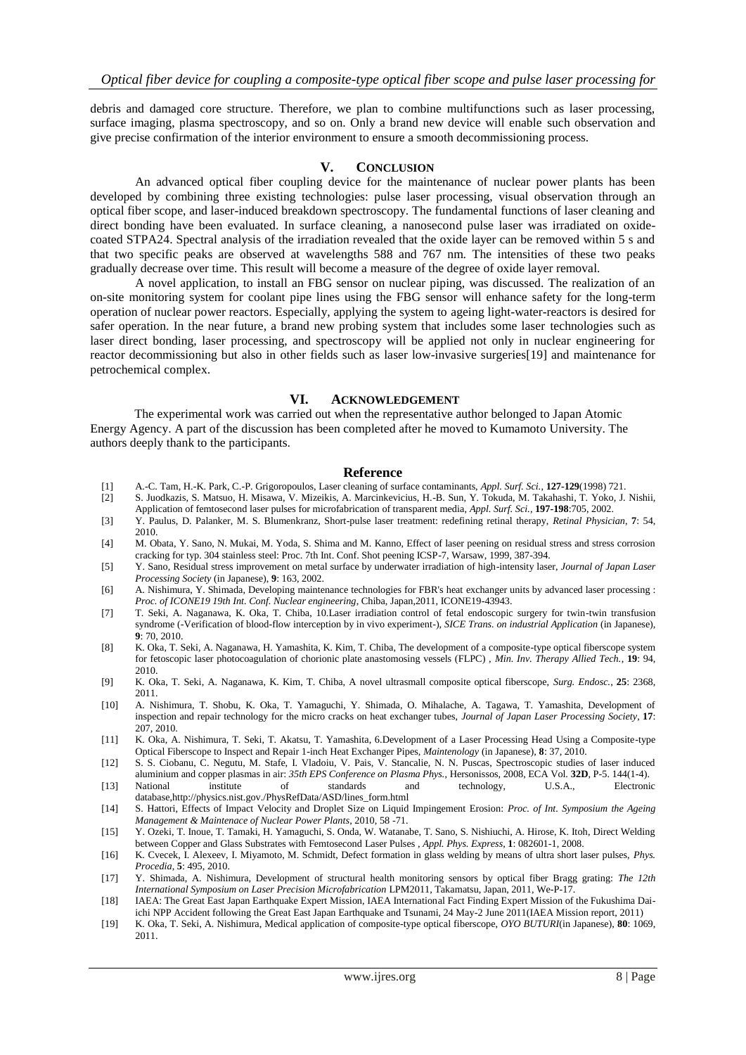debris and damaged core structure. Therefore, we plan to combine multifunctions such as laser processing, surface imaging, plasma spectroscopy, and so on. Only a brand new device will enable such observation and give precise confirmation of the interior environment to ensure a smooth decommissioning process.

## V. CONCLUSION

An advanced optical fiber coupling device for the maintenance of nuclear power plants has been developed by combining three existing technologies: pulse laser processing, visual observation through an optical fiber scope, and laser-induced breakdown spectroscopy. The fundamental functions of laser cleaning and direct bonding have been evaluated. In surface cleaning, a nanosecond pulse laser was irradiated on oxide-coated STPA24. Spectral analysis of the irradiation revealed that the oxide layer can be removed within 5 s and that two specific peaks are observed at wavelengths 588 and 767 nm. The intensities of these two peaks gradually decrease over time. This result will become a measure of the degree of oxide layer removal.

A novel application, to install an FBG sensor on nuclear piping, was discussed. The realization of an on-site monitoring system for coolant pipe lines using the FBG sensor will enhance safety for the long-term operation of nuclear power reactors. Especially, applying the system to ageing light-water-reactors is desired for safer operation. In the near future, a brand new probing system that includes some laser technologies such as laser direct bonding, laser processing, and spectroscopy will be applied not only in nuclear engineering for reactor decommissioning but also in other fields such as laser low-invasive surgeries[19] and maintenance for petrochemical complex.

## VI. ACKNOWLEDGEMENT

The experimental work was carried out when the representative author belonged to Japan Atomic Energy Agency. A part of the discussion has been completed after he moved to Kumamoto University. The authors deeply thank to the participants.

## Reference

[1] A.-C. Tam, H.-K. Park, C.-P. Grigoropoulos, Laser cleaning of surface contaminants, *Appl. Surf. Sci.*, **127-129**(1998) 721.

[2] S. Juodkazis, S. Matsuo, H. Misawa, V. Mizeikis, A. Marcinkevicius, H.-B. Sun, Y. Tokuda, M. Takahashi, T. Yoko, J. Nishii, Application of femtosecond laser pulses for microfabrication of transparent media, *Appl. Surf. Sci.*, **197-198**:705, 2002.

[3] Y. Paulus, D. Palanker, M. S. Blumenkranz, Short-pulse laser treatment: redefining retinal therapy, *Retinal Physician*, **7**: 54, 2010.

[4] M. Obata, Y. Sano, N. Mukai, M. Yoda, S. Shima and M. Kanno, Effect of laser peening on residual stress and stress corrosion cracking for typ. 304 stainless steel: Proc. 7th Int. Conf. Shot peening ICSP-7, Warsaw, 1999, 387-394.

[5] Y. Sano, Residual stress improvement on metal surface by underwater irradiation of high-intensity laser, *Journal of Japan Laser Processing Society* (in Japanese), **9**: 163, 2002.

[6] A. Nishimura, Y. Shimada, Developing maintenance technologies for FBR's heat exchanger units by advanced laser processing : *Proc. of ICONE19 19th Int. Conf. Nuclear engineering*, Chiba, Japan,2011, ICONE19-43943.

[7] T. Seki, A. Naganawa, K. Oka, T. Chiba, 10.Laser irradiation control of fetal endoscopic surgery for twin-twin transfusion syndrome (-Verification of blood-flow interception by in vivo experiment-), *SICE Trans. on industrial Application* (in Japanese), **9**: 70, 2010.

[8] K. Oka, T. Seki, A. Naganawa, H. Yamashita, K. Kim, T. Chiba, The development of a composite-type optical fiberscope system for fetoscopic laser photocoagulation of chorionic plate anastomosing vessels (FLPC) , *Min. Inv. Therapy Allied Tech.*, **19**: 94, 2010.

[9] K. Oka, T. Seki, A. Naganawa, K. Kim, T. Chiba, A novel ultrasmall composite optical fiberscope, *Surg. Endosc.*, **25**: 2368, 2011.

[10] A. Nishimura, T. Shobu, K. Oka, T. Yamaguchi, Y. Shimada, O. Mihalache, A. Tagawa, T. Yamashita, Development of inspection and repair technology for the micro cracks on heat exchanger tubes, *Journal of Japan Laser Processing Society*, **17**: 207, 2010.

[11] K. Oka, A. Nishimura, T. Seki, T. Akatsu, T. Yamashita, 6.Development of a Laser Processing Head Using a Composite-type Optical Fiberscope to Inspect and Repair 1-inch Heat Exchanger Pipes, *Maintenology* (in Japanese), **8**: 37, 2010.

[12] S. S. Ciobanu, C. Negutu, M. Stafe, I. Vladoiu, V. Pais, V. Stancalie, N. N. Puscas, Spectroscopic studies of laser induced aluminium and copper plasmas in air: *35th EPS Conference on Plasma Phys.*, Hersonissos, 2008, ECA Vol. **32D**, P-5. 144(1-4).

[13] National institute of standards and technology, U.S.A., Electronic database,http://physics.nist.gov./PhysRefData/ASD/lines_form.html

[14] S. Hattori, Effects of Impact Velocity and Droplet Size on Liquid Impingement Erosion: *Proc. of Int. Symposium the Ageing Management & Maintenace of Nuclear Power Plants*, 2010, 58 -71.

[15] Y. Ozeki, T. Inoue, T. Tamaki, H. Yamaguchi, S. Onda, W. Watanabe, T. Sano, S. Nishiuchi, A. Hirose, K. Itoh, Direct Welding between Copper and Glass Substrates with Femtosecond Laser Pulses , *Appl. Phys. Express*, **1**: 082601-1, 2008.

[16] K. Cvecek, I. Alexeev, I. Miyamoto, M. Schmidt, Defect formation in glass welding by means of ultra short laser pulses, *Phys. Procedia*, **5**: 495, 2010.

[17] Y. Shimada, A. Nishimura, Development of structural health monitoring sensors by optical fiber Bragg grating: *The 12th International Symposium on Laser Precision Microfabrication* LPM2011, Takamatsu, Japan, 2011, We-P-17.

[18] IAEA: The Great East Japan Earthquake Expert Mission, IAEA International Fact Finding Expert Mission of the Fukushima Dai-ichi NPP Accident following the Great East Japan Earthquake and Tsunami, 24 May-2 June 2011(IAEA Mission report, 2011)

[19] K. Oka, T. Seki, A. Nishimura, Medical application of composite-type optical fiberscope, *OYO BUTURI*(in Japanese), **80**: 1069, 2011.